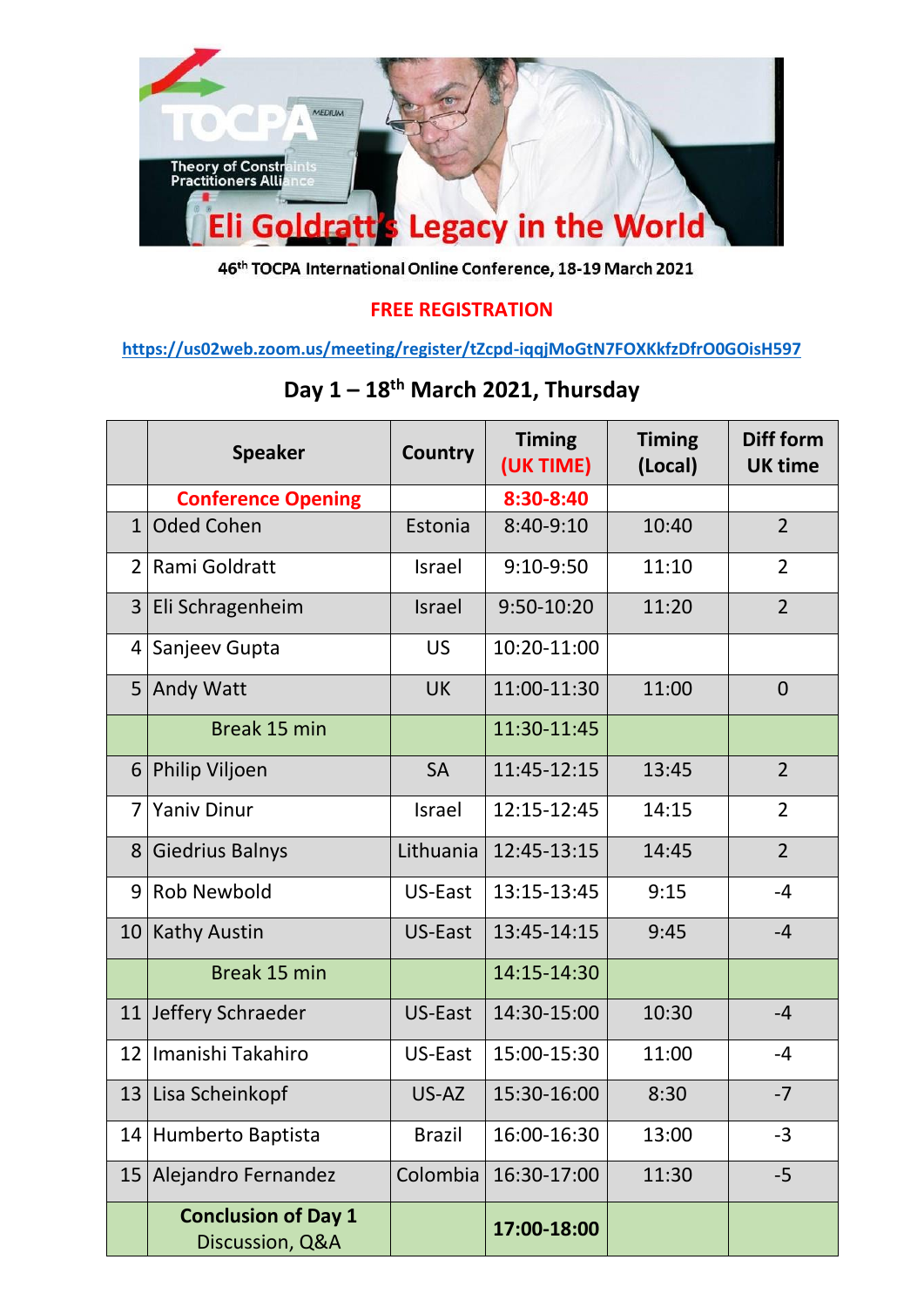TOCPA

Theory of Constraints Practitioners Alliance

# Eli Goldratt's Legacy in the World

**46th TOCPA International Online Conference, 18-19 March 2021**

**FREE REGISTRATION**

https://us02web.zoom.us/meeting/register/tZcpd-iqqjMoGtN7FOXKkfzDfrO0GOisH597

## Day 1 – 18th March 2021, Thursday

| | Speaker | Country | Timing (UK TIME) | Timing (Local) | Diff form UK time |
|---|---|---|---|---|---|
| | **Conference Opening** | | **8:30-8:40** | | |
| 1 | Oded Cohen | Estonia | 8:40-9:10 | 10:40 | 2 |
| 2 | Rami Goldratt | Israel | 9:10-9:50 | 11:10 | 2 |
| 3 | Eli Schragenheim | Israel | 9:50-10:20 | 11:20 | 2 |
| 4 | Sanjeev Gupta | US | 10:20-11:00 | | |
| 5 | Andy Watt | UK | 11:00-11:30 | 11:00 | 0 |
| | Break 15 min | | 11:30-11:45 | | |
| 6 | Philip Viljoen | SA | 11:45-12:15 | 13:45 | 2 |
| 7 | Yaniv Dinur | Israel | 12:15-12:45 | 14:15 | 2 |
| 8 | Giedrius Balnys | Lithuania | 12:45-13:15 | 14:45 | 2 |
| 9 | Rob Newbold | US-East | 13:15-13:45 | 9:15 | -4 |
| 10 | Kathy Austin | US-East | 13:45-14:15 | 9:45 | -4 |
| | Break 15 min | | 14:15-14:30 | | |
| 11 | Jeffery Schraeder | US-East | 14:30-15:00 | 10:30 | -4 |
| 12 | Imanishi Takahiro | US-East | 15:00-15:30 | 11:00 | -4 |
| 13 | Lisa Scheinkopf | US-AZ | 15:30-16:00 | 8:30 | -7 |
| 14 | Humberto Baptista | Brazil | 16:00-16:30 | 13:00 | -3 |
| 15 | Alejandro Fernandez | Colombia | 16:30-17:00 | 11:30 | -5 |
| | **Conclusion of Day 1** Discussion, Q&A | | **17:00-18:00** | | |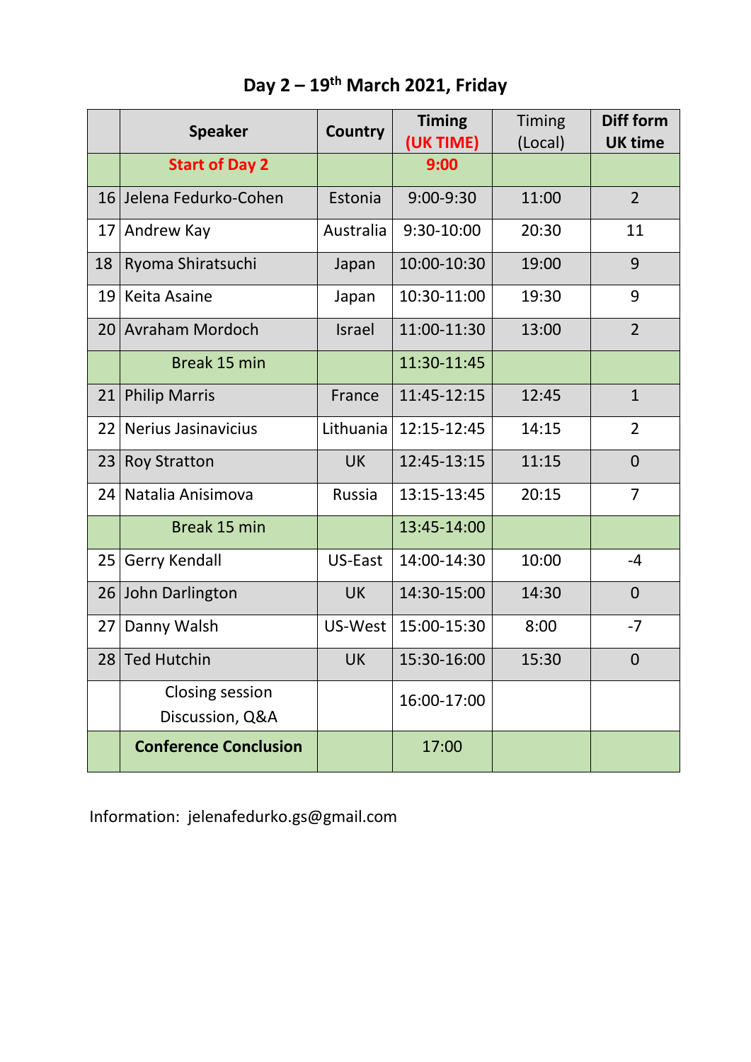# Day 2 – 19th March 2021, Friday

| | Speaker | Country | Timing (UK TIME) | Timing (Local) | Diff form UK time |
|---|---|---|---|---|---|
| | **Start of Day 2** | | **9:00** | | |
| 16 | Jelena Fedurko-Cohen | Estonia | 9:00-9:30 | 11:00 | 2 |
| 17 | Andrew Kay | Australia | 9:30-10:00 | 20:30 | 11 |
| 18 | Ryoma Shiratsuchi | Japan | 10:00-10:30 | 19:00 | 9 |
| 19 | Keita Asaine | Japan | 10:30-11:00 | 19:30 | 9 |
| 20 | Avraham Mordoch | Israel | 11:00-11:30 | 13:00 | 2 |
| | Break 15 min | | 11:30-11:45 | | |
| 21 | Philip Marris | France | 11:45-12:15 | 12:45 | 1 |
| 22 | Nerius Jasinavicius | Lithuania | 12:15-12:45 | 14:15 | 2 |
| 23 | Roy Stratton | UK | 12:45-13:15 | 11:15 | 0 |
| 24 | Natalia Anisimova | Russia | 13:15-13:45 | 20:15 | 7 |
| | Break 15 min | | 13:45-14:00 | | |
| 25 | Gerry Kendall | US-East | 14:00-14:30 | 10:00 | -4 |
| 26 | John Darlington | UK | 14:30-15:00 | 14:30 | 0 |
| 27 | Danny Walsh | US-West | 15:00-15:30 | 8:00 | -7 |
| 28 | Ted Hutchin | UK | 15:30-16:00 | 15:30 | 0 |
| | Closing session Discussion, Q&A | | 16:00-17:00 | | |
| | **Conference Conclusion** | | 17:00 | | |

Information: jelenafedurko.gs@gmail.com